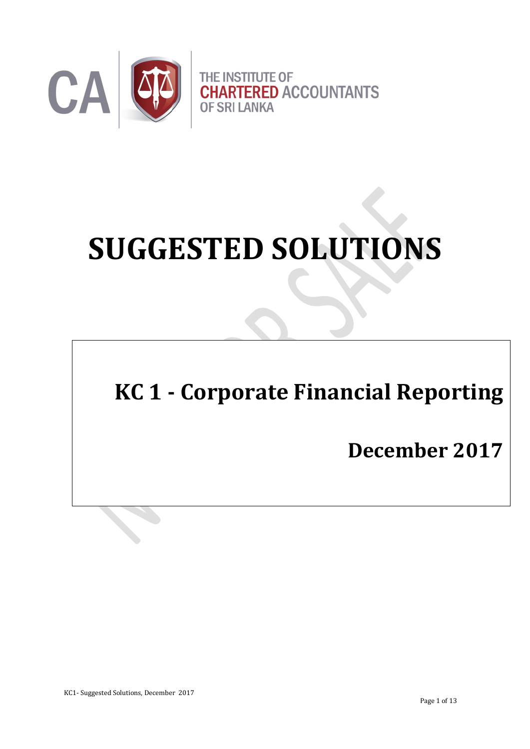THE INSTITUTE OF CHARTERED ACCOUNTANTS OF SRI LANKA

# SUGGESTED SOLUTIONS

## KC 1 - Corporate Financial Reporting

### December 2017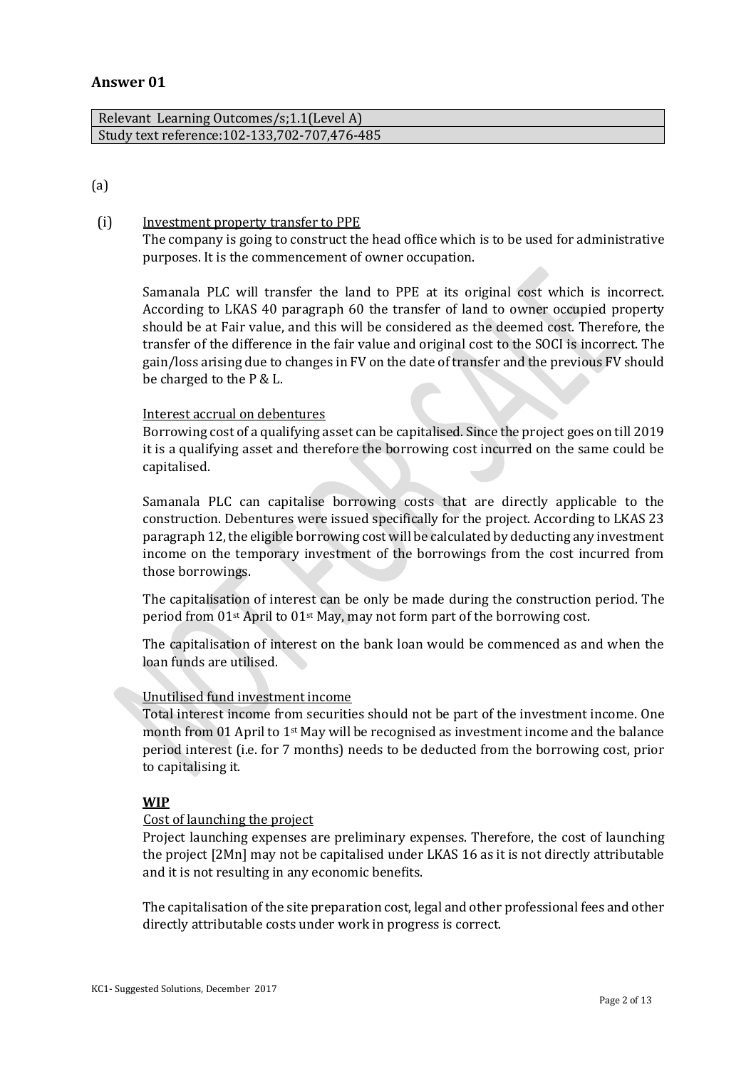## Answer 01

| Relevant Learning Outcomes/s;1.1(Level A) |
|---|
| Study text reference:102-133,702-707,476-485 |

(a)

(i) Investment property transfer to PPE

The company is going to construct the head office which is to be used for administrative purposes. It is the commencement of owner occupation.

Samanala PLC will transfer the land to PPE at its original cost which is incorrect. According to LKAS 40 paragraph 60 the transfer of land to owner occupied property should be at Fair value, and this will be considered as the deemed cost. Therefore, the transfer of the difference in the fair value and original cost to the SOCI is incorrect. The gain/loss arising due to changes in FV on the date of transfer and the previous FV should be charged to the P & L.

Interest accrual on debentures

Borrowing cost of a qualifying asset can be capitalised. Since the project goes on till 2019 it is a qualifying asset and therefore the borrowing cost incurred on the same could be capitalised.

Samanala PLC can capitalise borrowing costs that are directly applicable to the construction. Debentures were issued specifically for the project. According to LKAS 23 paragraph 12, the eligible borrowing cost will be calculated by deducting any investment income on the temporary investment of the borrowings from the cost incurred from those borrowings.

The capitalisation of interest can be only be made during the construction period. The period from 01st April to 01st May, may not form part of the borrowing cost.

The capitalisation of interest on the bank loan would be commenced as and when the loan funds are utilised.

Unutilised fund investment income

Total interest income from securities should not be part of the investment income. One month from 01 April to 1st May will be recognised as investment income and the balance period interest (i.e. for 7 months) needs to be deducted from the borrowing cost, prior to capitalising it.

**WIP**

Cost of launching the project

Project launching expenses are preliminary expenses. Therefore, the cost of launching the project [2Mn] may not be capitalised under LKAS 16 as it is not directly attributable and it is not resulting in any economic benefits.

The capitalisation of the site preparation cost, legal and other professional fees and other directly attributable costs under work in progress is correct.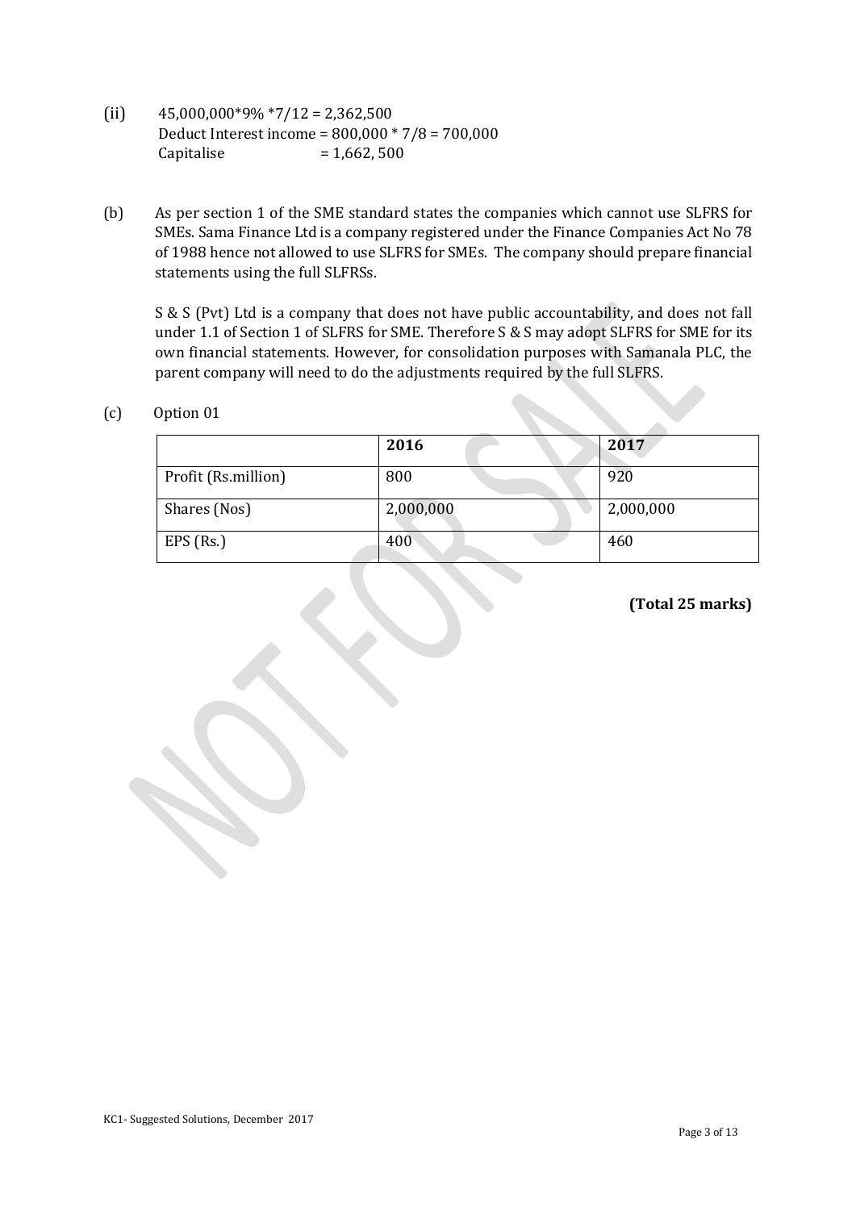(ii) 45,000,000*9% *7/12 = 2,362,500
Deduct Interest income = 800,000 * 7/8 = 700,000
Capitalise = 1,662, 500

(b) As per section 1 of the SME standard states the companies which cannot use SLFRS for SMEs. Sama Finance Ltd is a company registered under the Finance Companies Act No 78 of 1988 hence not allowed to use SLFRS for SMEs. The company should prepare financial statements using the full SLFRSs.

S & S (Pvt) Ltd is a company that does not have public accountability, and does not fall under 1.1 of Section 1 of SLFRS for SME. Therefore S & S may adopt SLFRS for SME for its own financial statements. However, for consolidation purposes with Samanala PLC, the parent company will need to do the adjustments required by the full SLFRS.

(c) Option 01

| | **2016** | **2017** |
|---|---|---|
| Profit (Rs.million) | 800 | 920 |
| Shares (Nos) | 2,000,000 | 2,000,000 |
| EPS (Rs.) | 400 | 460 |

**(Total 25 marks)**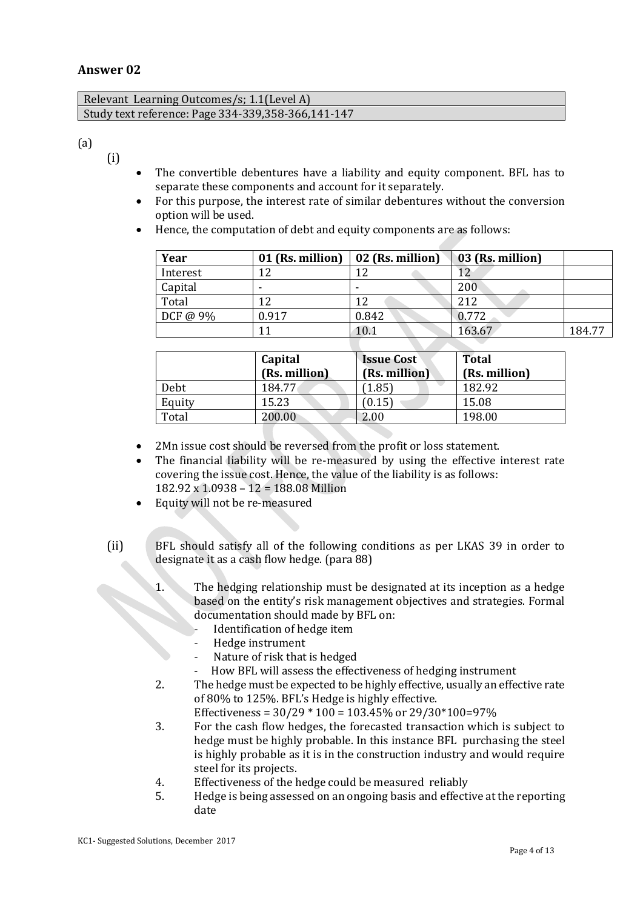## Answer 02

| Relevant Learning Outcomes/s; 1.1(Level A) |
|---|
| Study text reference: Page 334-339,358-366,141-147 |

(a)

(i)

- The convertible debentures have a liability and equity component. BFL has to separate these components and account for it separately.
- For this purpose, the interest rate of similar debentures without the conversion option will be used.
- Hence, the computation of debt and equity components are as follows:

| Year | 01 (Rs. million) | 02 (Rs. million) | 03 (Rs. million) | |
|---|---|---|---|---|
| Interest | 12 | 12 | 12 | |
| Capital | - | - | 200 | |
| Total | 12 | 12 | 212 | |
| DCF @ 9% | 0.917 | 0.842 | 0.772 | |
| | 11 | 10.1 | 163.67 | 184.77 |

| | Capital (Rs. million) | Issue Cost (Rs. million) | Total (Rs. million) |
|---|---|---|---|
| Debt | 184.77 | (1.85) | 182.92 |
| Equity | 15.23 | (0.15) | 15.08 |
| Total | 200.00 | 2.00 | 198.00 |

- 2Mn issue cost should be reversed from the profit or loss statement.
- The financial liability will be re-measured by using the effective interest rate covering the issue cost. Hence, the value of the liability is as follows:
  182.92 x 1.0938 – 12 = 188.08 Million
- Equity will not be re-measured

(ii) BFL should satisfy all of the following conditions as per LKAS 39 in order to designate it as a cash flow hedge. (para 88)

1. The hedging relationship must be designated at its inception as a hedge based on the entity's risk management objectives and strategies. Formal documentation should made by BFL on:
   - Identification of hedge item
   - Hedge instrument
   - Nature of risk that is hedged
   - How BFL will assess the effectiveness of hedging instrument
2. The hedge must be expected to be highly effective, usually an effective rate of 80% to 125%. BFL's Hedge is highly effective.
   Effectiveness = 30/29 * 100 = 103.45% or 29/30*100=97%
3. For the cash flow hedges, the forecasted transaction which is subject to hedge must be highly probable. In this instance BFL purchasing the steel is highly probable as it is in the construction industry and would require steel for its projects.
4. Effectiveness of the hedge could be measured reliably
5. Hedge is being assessed on an ongoing basis and effective at the reporting date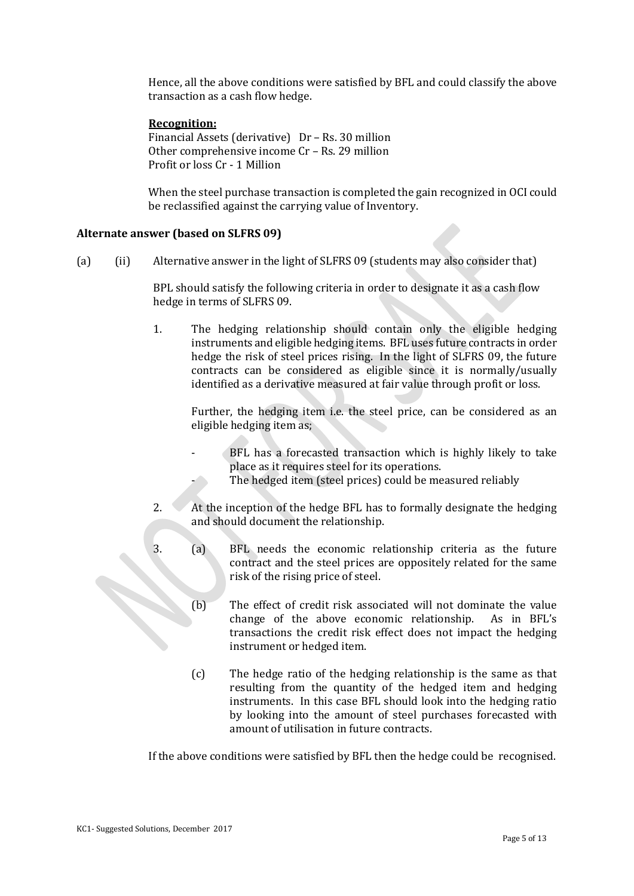Hence, all the above conditions were satisfied by BFL and could classify the above transaction as a cash flow hedge.

**Recognition:**

Financial Assets (derivative) Dr – Rs. 30 million
Other comprehensive income Cr – Rs. 29 million
Profit or loss Cr - 1 Million

When the steel purchase transaction is completed the gain recognized in OCI could be reclassified against the carrying value of Inventory.

**Alternate answer (based on SLFRS 09)**

(a) (ii) Alternative answer in the light of SLFRS 09 (students may also consider that)

BPL should satisfy the following criteria in order to designate it as a cash flow hedge in terms of SLFRS 09.

1. The hedging relationship should contain only the eligible hedging instruments and eligible hedging items. BFL uses future contracts in order hedge the risk of steel prices rising. In the light of SLFRS 09, the future contracts can be considered as eligible since it is normally/usually identified as a derivative measured at fair value through profit or loss.

   Further, the hedging item i.e. the steel price, can be considered as an eligible hedging item as;

   - BFL has a forecasted transaction which is highly likely to take place as it requires steel for its operations.
   - The hedged item (steel prices) could be measured reliably

2. At the inception of the hedge BFL has to formally designate the hedging and should document the relationship.

3. (a) BFL needs the economic relationship criteria as the future contract and the steel prices are oppositely related for the same risk of the rising price of steel.

   (b) The effect of credit risk associated will not dominate the value change of the above economic relationship. As in BFL's transactions the credit risk effect does not impact the hedging instrument or hedged item.

   (c) The hedge ratio of the hedging relationship is the same as that resulting from the quantity of the hedged item and hedging instruments. In this case BFL should look into the hedging ratio by looking into the amount of steel purchases forecasted with amount of utilisation in future contracts.

If the above conditions were satisfied by BFL then the hedge could be recognised.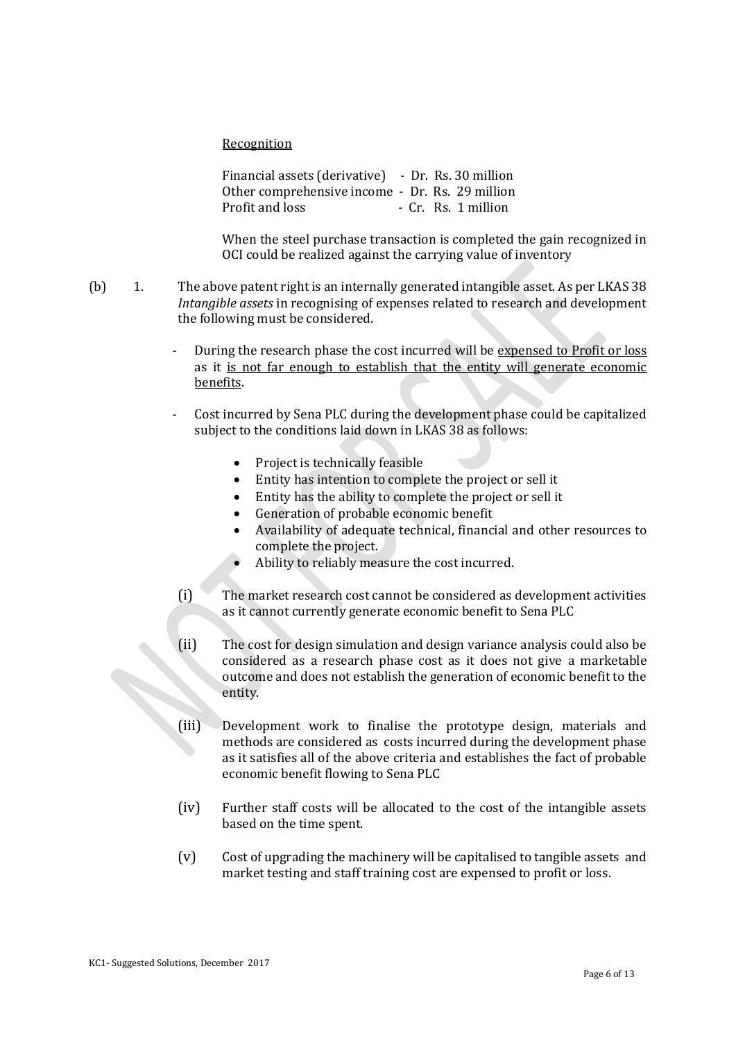<u>Recognition</u>

Financial assets (derivative) - Dr. Rs. 30 million
Other comprehensive income - Dr. Rs. 29 million
Profit and loss - Cr. Rs. 1 million

When the steel purchase transaction is completed the gain recognized in OCI could be realized against the carrying value of inventory

(b) 1. The above patent right is an internally generated intangible asset. As per LKAS 38 *Intangible assets* in recognising of expenses related to research and development the following must be considered.

- During the research phase the cost incurred will be <u>expensed to Profit or loss</u> as it <u>is not far enough to establish that the entity will generate economic benefits</u>.

- Cost incurred by Sena PLC during the development phase could be capitalized subject to the conditions laid down in LKAS 38 as follows:

    - Project is technically feasible
    - Entity has intention to complete the project or sell it
    - Entity has the ability to complete the project or sell it
    - Generation of probable economic benefit
    - Availability of adequate technical, financial and other resources to complete the project.
    - Ability to reliably measure the cost incurred.

(i) The market research cost cannot be considered as development activities as it cannot currently generate economic benefit to Sena PLC

(ii) The cost for design simulation and design variance analysis could also be considered as a research phase cost as it does not give a marketable outcome and does not establish the generation of economic benefit to the entity.

(iii) Development work to finalise the prototype design, materials and methods are considered as costs incurred during the development phase as it satisfies all of the above criteria and establishes the fact of probable economic benefit flowing to Sena PLC

(iv) Further staff costs will be allocated to the cost of the intangible assets based on the time spent.

(v) Cost of upgrading the machinery will be capitalised to tangible assets and market testing and staff training cost are expensed to profit or loss.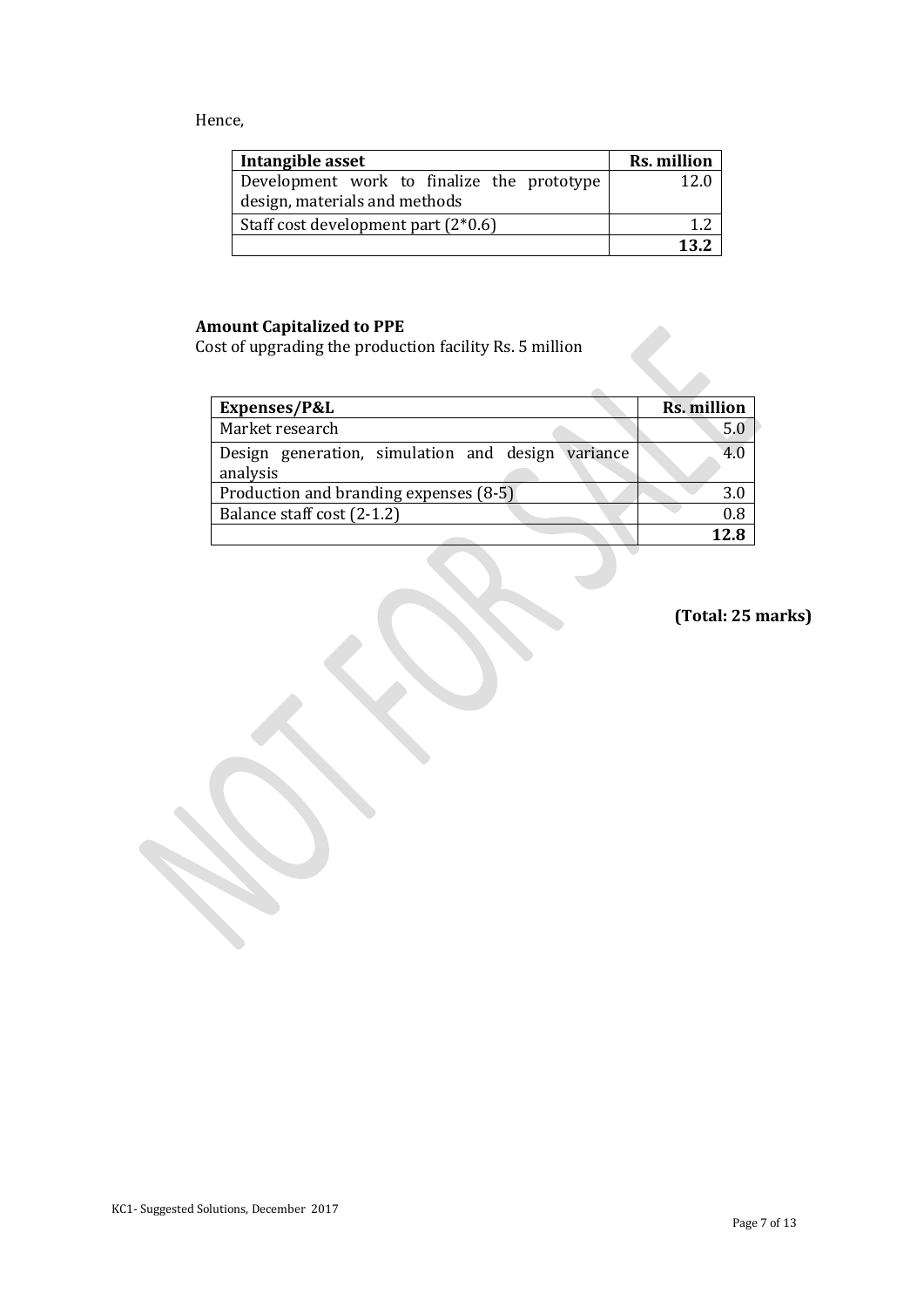Hence,

| Intangible asset | Rs. million |
| --- | --- |
| Development work to finalize the prototype design, materials and methods | 12.0 |
| Staff cost development part (2*0.6) | 1.2 |
| | **13.2** |

**Amount Capitalized to PPE**

Cost of upgrading the production facility Rs. 5 million

| Expenses/P&L | Rs. million |
| --- | --- |
| Market research | 5.0 |
| Design generation, simulation and design variance analysis | 4.0 |
| Production and branding expenses (8-5) | 3.0 |
| Balance staff cost (2-1.2) | 0.8 |
| | **12.8** |

**(Total: 25 marks)**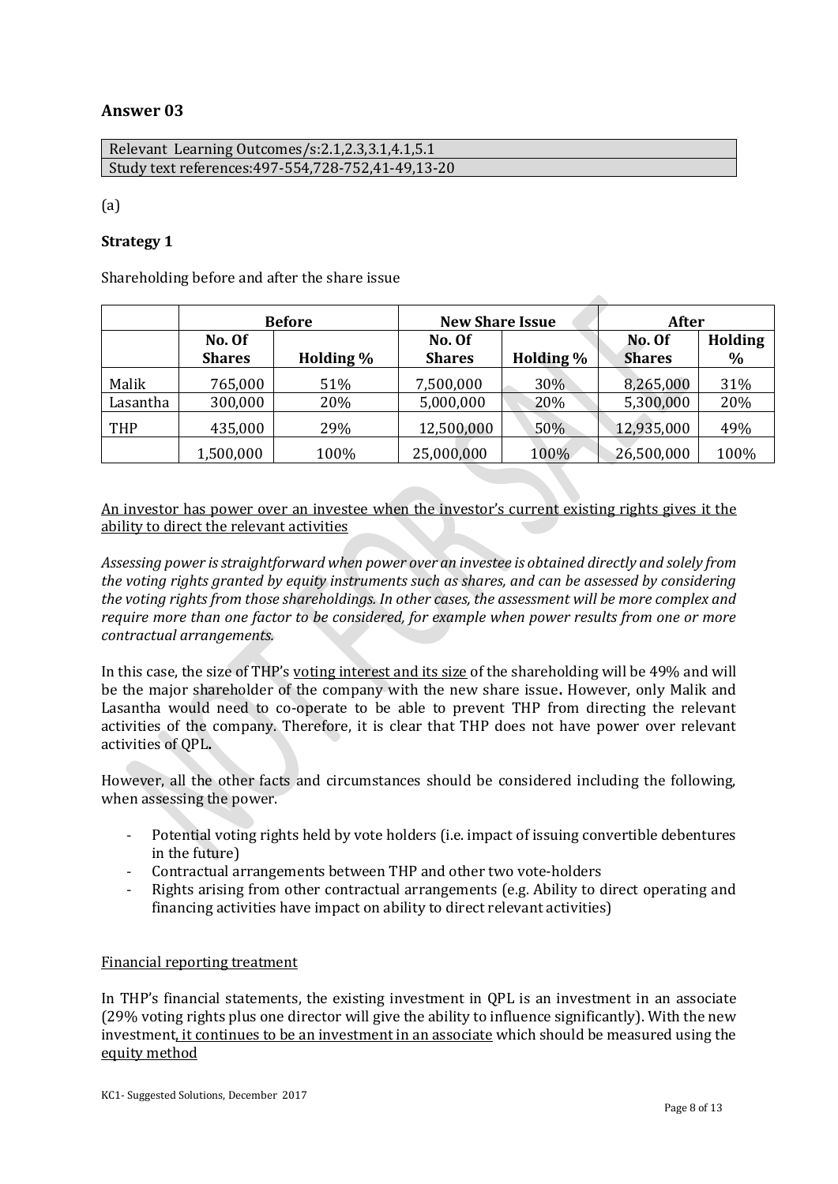## Answer 03

| Relevant Learning Outcomes/s:2.1,2.3,3.1,4.1,5.1 |
|---|
| Study text references:497-554,728-752,41-49,13-20 |

(a)

### Strategy 1

Shareholding before and after the share issue

| | Before | | New Share Issue | | After | |
|---|---|---|---|---|---|---|
| | No. Of Shares | Holding % | No. Of Shares | Holding % | No. Of Shares | Holding % |
| Malik | 765,000 | 51% | 7,500,000 | 30% | 8,265,000 | 31% |
| Lasantha | 300,000 | 20% | 5,000,000 | 20% | 5,300,000 | 20% |
| THP | 435,000 | 29% | 12,500,000 | 50% | 12,935,000 | 49% |
| | 1,500,000 | 100% | 25,000,000 | 100% | 26,500,000 | 100% |

An investor has power over an investee when the investor's current existing rights gives it the ability to direct the relevant activities

*Assessing power is straightforward when power over an investee is obtained directly and solely from the voting rights granted by equity instruments such as shares, and can be assessed by considering the voting rights from those shareholdings. In other cases, the assessment will be more complex and require more than one factor to be considered, for example when power results from one or more contractual arrangements.*

In this case, the size of THP's voting interest and its size of the shareholding will be 49% and will be the major shareholder of the company with the new share issue**.** However, only Malik and Lasantha would need to co-operate to be able to prevent THP from directing the relevant activities of the company. Therefore, it is clear that THP does not have power over relevant activities of QPL**.**

However, all the other facts and circumstances should be considered including the following, when assessing the power.

- Potential voting rights held by vote holders (i.e. impact of issuing convertible debentures in the future)
- Contractual arrangements between THP and other two vote-holders
- Rights arising from other contractual arrangements (e.g. Ability to direct operating and financing activities have impact on ability to direct relevant activities)

Financial reporting treatment

In THP's financial statements, the existing investment in QPL is an investment in an associate (29% voting rights plus one director will give the ability to influence significantly). With the new investment, it continues to be an investment in an associate which should be measured using the equity method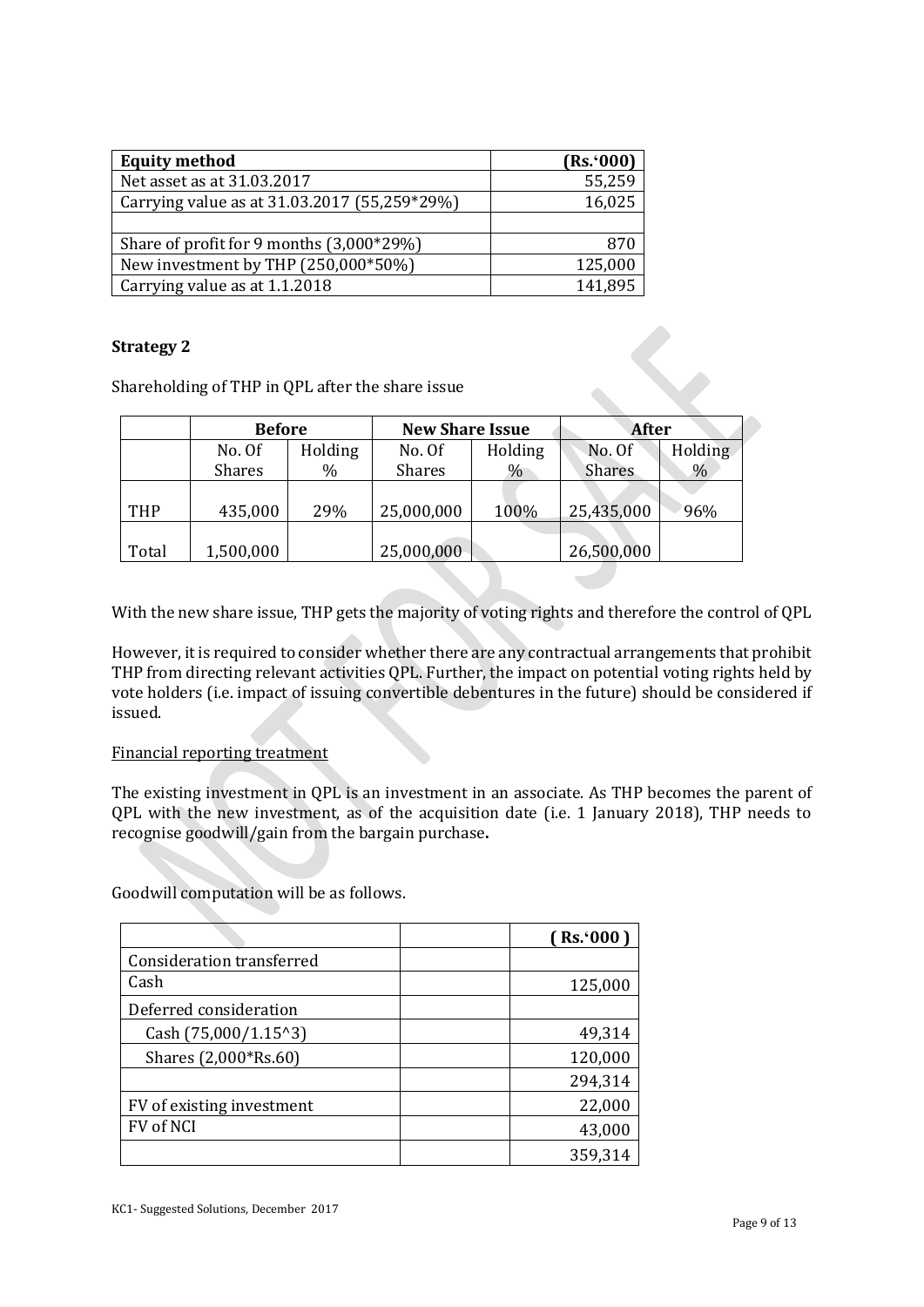| Equity method | (Rs.'000) |
|---|---|
| Net asset as at 31.03.2017 | 55,259 |
| Carrying value as at 31.03.2017 (55,259*29%) | 16,025 |
| | |
| Share of profit for 9 months (3,000*29%) | 870 |
| New investment by THP (250,000*50%) | 125,000 |
| Carrying value as at 1.1.2018 | 141,895 |

**Strategy 2**

Shareholding of THP in QPL after the share issue

| | Before | | New Share Issue | | After | |
|---|---|---|---|---|---|---|
| | No. Of Shares | Holding % | No. Of Shares | Holding % | No. Of Shares | Holding % |
| THP | 435,000 | 29% | 25,000,000 | 100% | 25,435,000 | 96% |
| Total | 1,500,000 | | 25,000,000 | | 26,500,000 | |

With the new share issue, THP gets the majority of voting rights and therefore the control of QPL

However, it is required to consider whether there are any contractual arrangements that prohibit THP from directing relevant activities QPL. Further, the impact on potential voting rights held by vote holders (i.e. impact of issuing convertible debentures in the future) should be considered if issued.

Financial reporting treatment

The existing investment in QPL is an investment in an associate. As THP becomes the parent of QPL with the new investment, as of the acquisition date (i.e. 1 January 2018), THP needs to recognise goodwill/gain from the bargain purchase**.**

Goodwill computation will be as follows.

| | | ( Rs.'000 ) |
|---|---|---|
| Consideration transferred | | |
| Cash | | 125,000 |
| Deferred consideration | | |
| Cash (75,000/1.15^3) | | 49,314 |
| Shares (2,000*Rs.60) | | 120,000 |
| | | 294,314 |
| FV of existing investment | | 22,000 |
| FV of NCI | | 43,000 |
| | | 359,314 |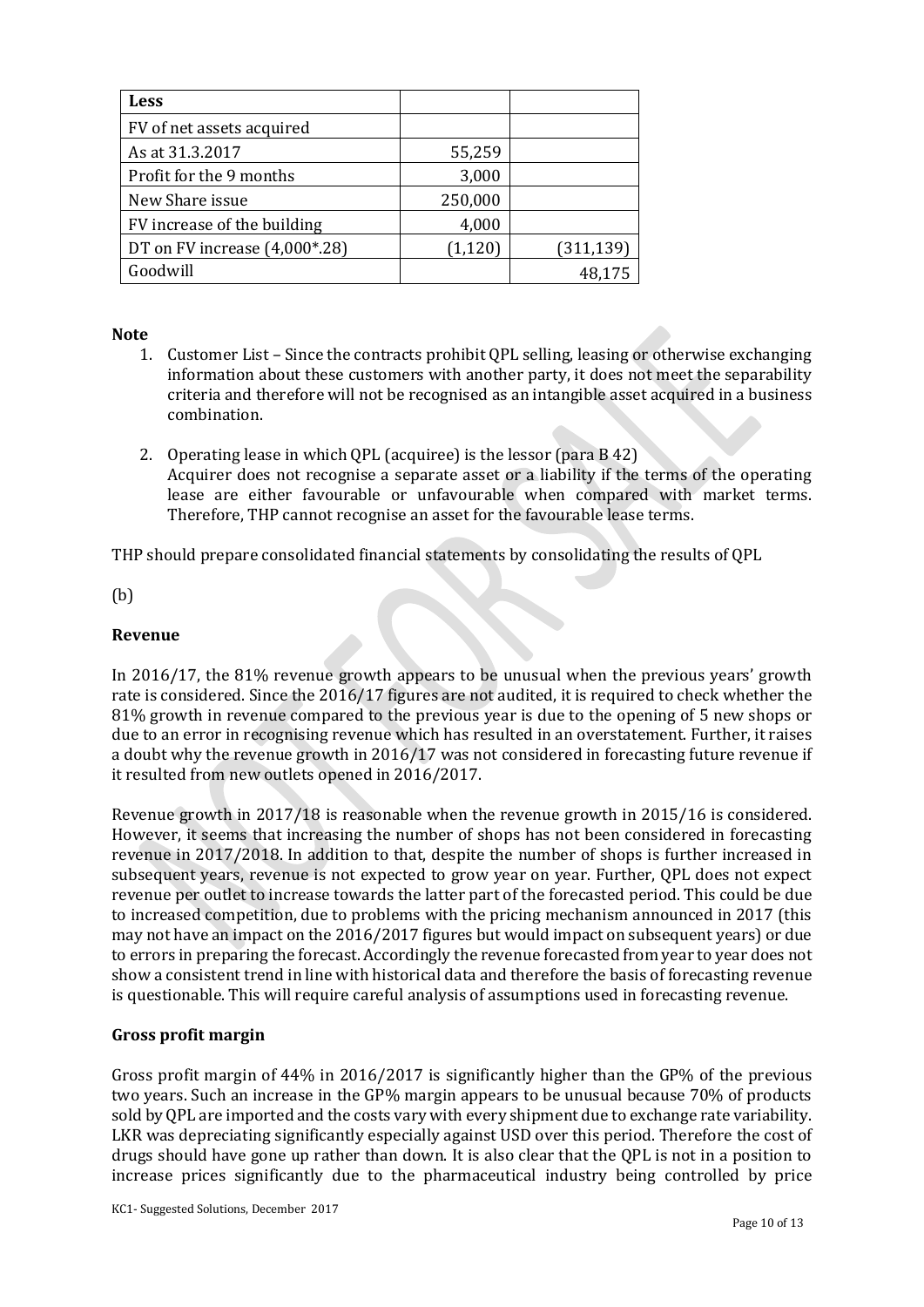| Less | | |
|---|---|---|
| FV of net assets acquired | | |
| As at 31.3.2017 | 55,259 | |
| Profit for the 9 months | 3,000 | |
| New Share issue | 250,000 | |
| FV increase of the building | 4,000 | |
| DT on FV increase (4,000*.28) | (1,120) | (311,139) |
| Goodwill | | 48,175 |

**Note**

1. Customer List – Since the contracts prohibit QPL selling, leasing or otherwise exchanging information about these customers with another party, it does not meet the separability criteria and therefore will not be recognised as an intangible asset acquired in a business combination.

2. Operating lease in which QPL (acquiree) is the lessor (para B 42)
   Acquirer does not recognise a separate asset or a liability if the terms of the operating lease are either favourable or unfavourable when compared with market terms. Therefore, THP cannot recognise an asset for the favourable lease terms.

THP should prepare consolidated financial statements by consolidating the results of QPL

(b)

**Revenue**

In 2016/17, the 81% revenue growth appears to be unusual when the previous years' growth rate is considered. Since the 2016/17 figures are not audited, it is required to check whether the 81% growth in revenue compared to the previous year is due to the opening of 5 new shops or due to an error in recognising revenue which has resulted in an overstatement. Further, it raises a doubt why the revenue growth in 2016/17 was not considered in forecasting future revenue if it resulted from new outlets opened in 2016/2017.

Revenue growth in 2017/18 is reasonable when the revenue growth in 2015/16 is considered. However, it seems that increasing the number of shops has not been considered in forecasting revenue in 2017/2018. In addition to that, despite the number of shops is further increased in subsequent years, revenue is not expected to grow year on year. Further, QPL does not expect revenue per outlet to increase towards the latter part of the forecasted period. This could be due to increased competition, due to problems with the pricing mechanism announced in 2017 (this may not have an impact on the 2016/2017 figures but would impact on subsequent years) or due to errors in preparing the forecast. Accordingly the revenue forecasted from year to year does not show a consistent trend in line with historical data and therefore the basis of forecasting revenue is questionable. This will require careful analysis of assumptions used in forecasting revenue.

**Gross profit margin**

Gross profit margin of 44% in 2016/2017 is significantly higher than the GP% of the previous two years. Such an increase in the GP% margin appears to be unusual because 70% of products sold by QPL are imported and the costs vary with every shipment due to exchange rate variability. LKR was depreciating significantly especially against USD over this period. Therefore the cost of drugs should have gone up rather than down. It is also clear that the QPL is not in a position to increase prices significantly due to the pharmaceutical industry being controlled by price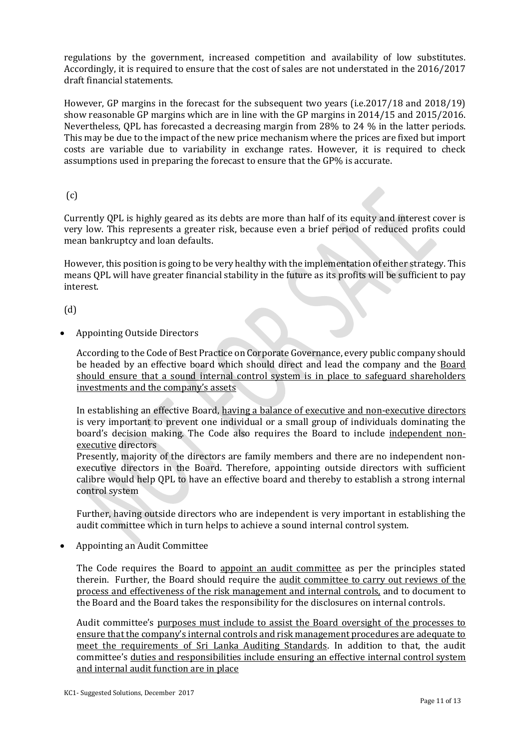regulations by the government, increased competition and availability of low substitutes. Accordingly, it is required to ensure that the cost of sales are not understated in the 2016/2017 draft financial statements.

However, GP margins in the forecast for the subsequent two years (i.e.2017/18 and 2018/19) show reasonable GP margins which are in line with the GP margins in 2014/15 and 2015/2016. Nevertheless, QPL has forecasted a decreasing margin from 28% to 24 % in the latter periods. This may be due to the impact of the new price mechanism where the prices are fixed but import costs are variable due to variability in exchange rates. However, it is required to check assumptions used in preparing the forecast to ensure that the GP% is accurate.

(c)

Currently QPL is highly geared as its debts are more than half of its equity and interest cover is very low. This represents a greater risk, because even a brief period of reduced profits could mean bankruptcy and loan defaults.

However, this position is going to be very healthy with the implementation of either strategy. This means QPL will have greater financial stability in the future as its profits will be sufficient to pay interest.

(d)

- Appointing Outside Directors

  According to the Code of Best Practice on Corporate Governance, every public company should be headed by an effective board which should direct and lead the company and the Board should ensure that a sound internal control system is in place to safeguard shareholders investments and the company's assets

  In establishing an effective Board, having a balance of executive and non-executive directors is very important to prevent one individual or a small group of individuals dominating the board's decision making. The Code also requires the Board to include independent non-executive directors
  Presently, majority of the directors are family members and there are no independent non-executive directors in the Board. Therefore, appointing outside directors with sufficient calibre would help QPL to have an effective board and thereby to establish a strong internal control system

  Further, having outside directors who are independent is very important in establishing the audit committee which in turn helps to achieve a sound internal control system.

- Appointing an Audit Committee

  The Code requires the Board to appoint an audit committee as per the principles stated therein. Further, the Board should require the audit committee to carry out reviews of the process and effectiveness of the risk management and internal controls, and to document to the Board and the Board takes the responsibility for the disclosures on internal controls.

  Audit committee's purposes must include to assist the Board oversight of the processes to ensure that the company's internal controls and risk management procedures are adequate to meet the requirements of Sri Lanka Auditing Standards. In addition to that, the audit committee's duties and responsibilities include ensuring an effective internal control system and internal audit function are in place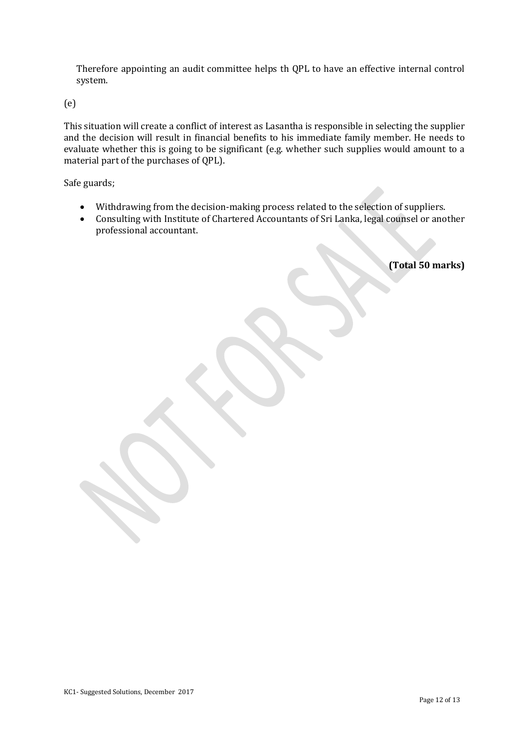Therefore appointing an audit committee helps th QPL to have an effective internal control system.

(e)

This situation will create a conflict of interest as Lasantha is responsible in selecting the supplier and the decision will result in financial benefits to his immediate family member. He needs to evaluate whether this is going to be significant (e.g. whether such supplies would amount to a material part of the purchases of QPL).

Safe guards;

- Withdrawing from the decision-making process related to the selection of suppliers.
- Consulting with Institute of Chartered Accountants of Sri Lanka, legal counsel or another professional accountant.

**(Total 50 marks)**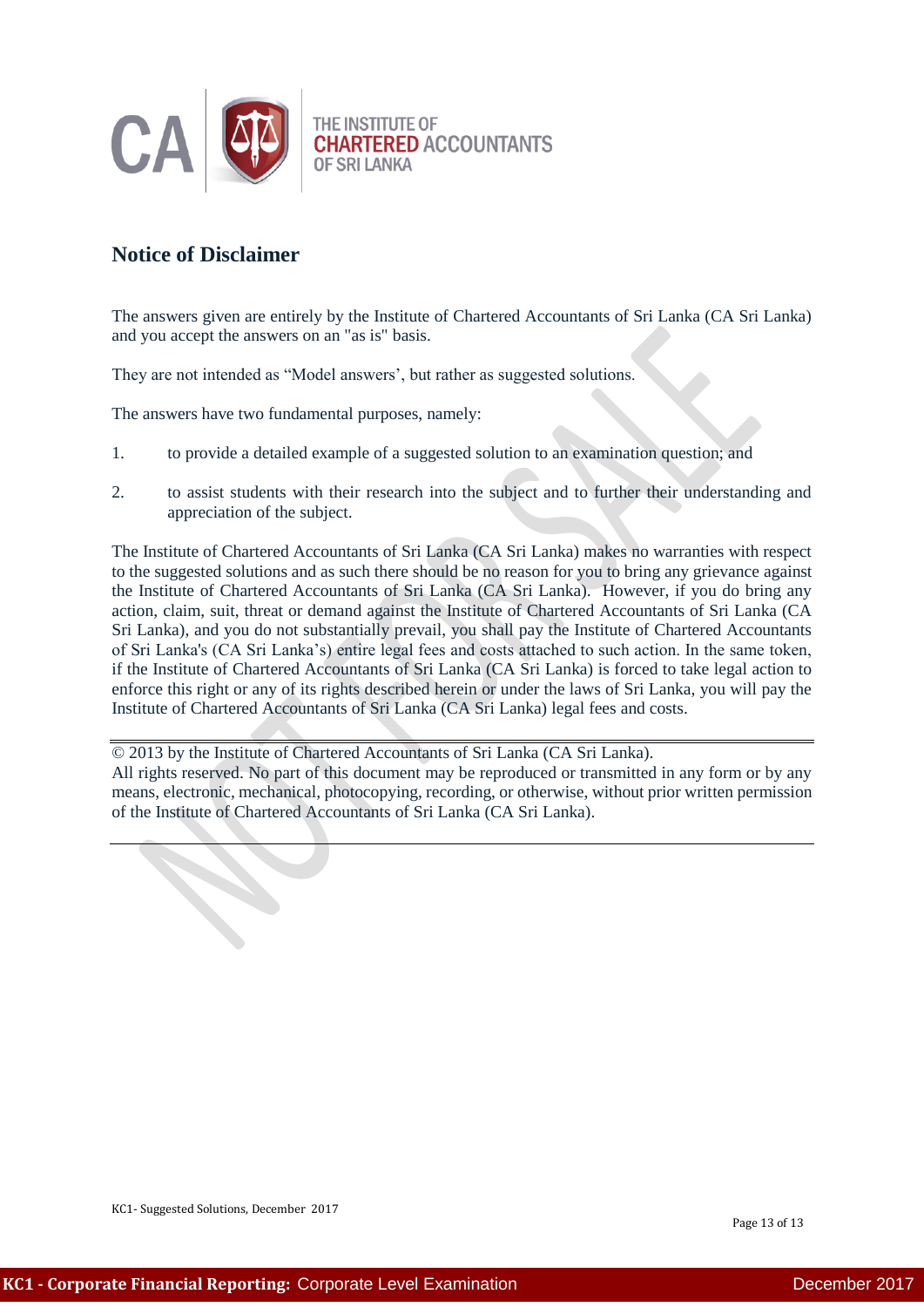THE INSTITUTE OF
CHARTERED ACCOUNTANTS
OF SRI LANKA

## Notice of Disclaimer

The answers given are entirely by the Institute of Chartered Accountants of Sri Lanka (CA Sri Lanka) and you accept the answers on an "as is" basis.

They are not intended as "Model answers', but rather as suggested solutions.

The answers have two fundamental purposes, namely:

1. to provide a detailed example of a suggested solution to an examination question; and

2. to assist students with their research into the subject and to further their understanding and appreciation of the subject.

The Institute of Chartered Accountants of Sri Lanka (CA Sri Lanka) makes no warranties with respect to the suggested solutions and as such there should be no reason for you to bring any grievance against the Institute of Chartered Accountants of Sri Lanka (CA Sri Lanka). However, if you do bring any action, claim, suit, threat or demand against the Institute of Chartered Accountants of Sri Lanka (CA Sri Lanka), and you do not substantially prevail, you shall pay the Institute of Chartered Accountants of Sri Lanka's (CA Sri Lanka's) entire legal fees and costs attached to such action. In the same token, if the Institute of Chartered Accountants of Sri Lanka (CA Sri Lanka) is forced to take legal action to enforce this right or any of its rights described herein or under the laws of Sri Lanka, you will pay the Institute of Chartered Accountants of Sri Lanka (CA Sri Lanka) legal fees and costs.

---

© 2013 by the Institute of Chartered Accountants of Sri Lanka (CA Sri Lanka).
All rights reserved. No part of this document may be reproduced or transmitted in any form or by any means, electronic, mechanical, photocopying, recording, or otherwise, without prior written permission of the Institute of Chartered Accountants of Sri Lanka (CA Sri Lanka).

---